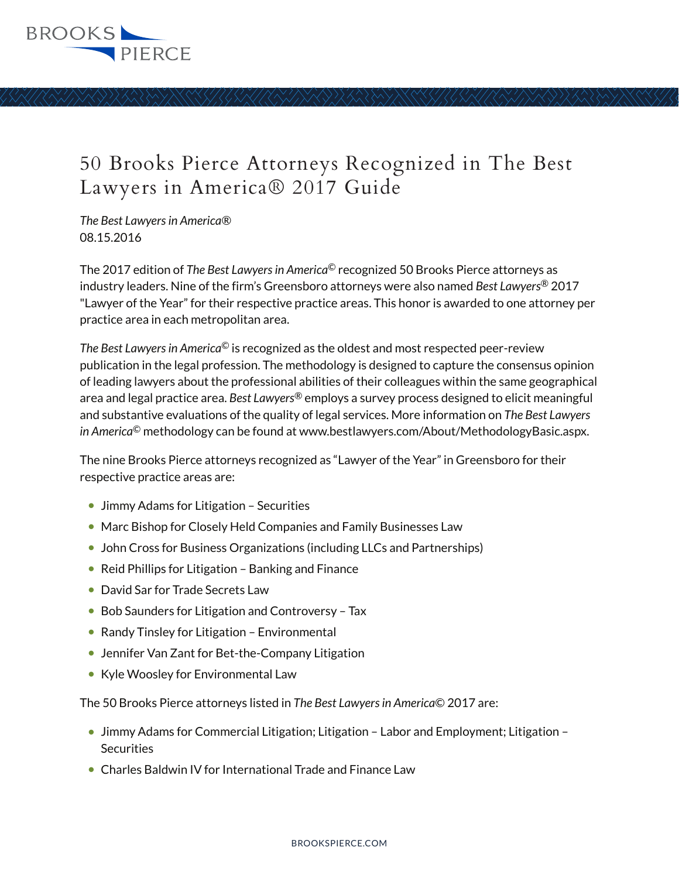# 50 Brooks Pierce Attorneys Recognized in The Best Lawyers in America® 2017 Guide

*The Best Lawyers in America®*
08.15.2016

The 2017 edition of *The Best Lawyers in America©* recognized 50 Brooks Pierce attorneys as industry leaders. Nine of the firm's Greensboro attorneys were also named *Best Lawyers®* 2017 "Lawyer of the Year" for their respective practice areas. This honor is awarded to one attorney per practice area in each metropolitan area.

*The Best Lawyers in America©* is recognized as the oldest and most respected peer-review publication in the legal profession. The methodology is designed to capture the consensus opinion of leading lawyers about the professional abilities of their colleagues within the same geographical area and legal practice area. *Best Lawyers®* employs a survey process designed to elicit meaningful and substantive evaluations of the quality of legal services. More information on *The Best Lawyers in America©* methodology can be found at www.bestlawyers.com/About/MethodologyBasic.aspx.

The nine Brooks Pierce attorneys recognized as "Lawyer of the Year" in Greensboro for their respective practice areas are:

- Jimmy Adams for Litigation – Securities
- Marc Bishop for Closely Held Companies and Family Businesses Law
- John Cross for Business Organizations (including LLCs and Partnerships)
- Reid Phillips for Litigation – Banking and Finance
- David Sar for Trade Secrets Law
- Bob Saunders for Litigation and Controversy – Tax
- Randy Tinsley for Litigation – Environmental
- Jennifer Van Zant for Bet-the-Company Litigation
- Kyle Woosley for Environmental Law

The 50 Brooks Pierce attorneys listed in *The Best Lawyers in America©* 2017 are:

- Jimmy Adams for Commercial Litigation; Litigation – Labor and Employment; Litigation – Securities
- Charles Baldwin IV for International Trade and Finance Law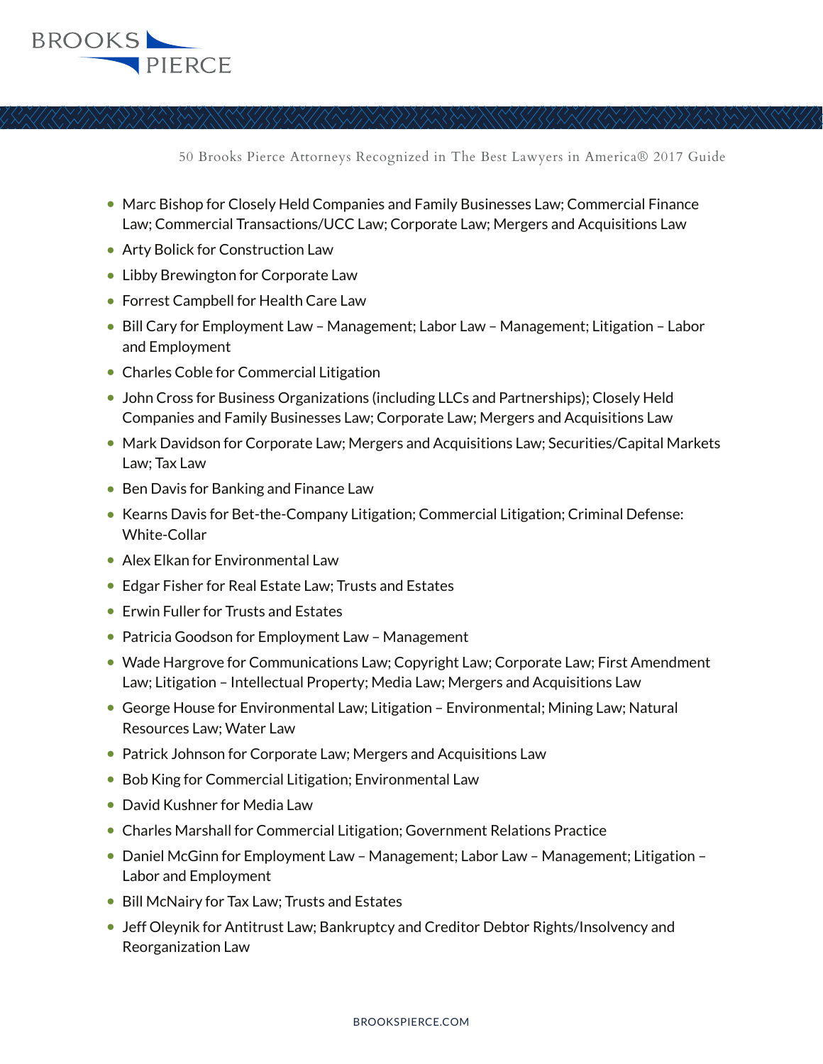50 Brooks Pierce Attorneys Recognized in The Best Lawyers in America® 2017 Guide

- Marc Bishop for Closely Held Companies and Family Businesses Law; Commercial Finance Law; Commercial Transactions/UCC Law; Corporate Law; Mergers and Acquisitions Law
- Arty Bolick for Construction Law
- Libby Brewington for Corporate Law
- Forrest Campbell for Health Care Law
- Bill Cary for Employment Law – Management; Labor Law – Management; Litigation – Labor and Employment
- Charles Coble for Commercial Litigation
- John Cross for Business Organizations (including LLCs and Partnerships); Closely Held Companies and Family Businesses Law; Corporate Law; Mergers and Acquisitions Law
- Mark Davidson for Corporate Law; Mergers and Acquisitions Law; Securities/Capital Markets Law; Tax Law
- Ben Davis for Banking and Finance Law
- Kearns Davis for Bet-the-Company Litigation; Commercial Litigation; Criminal Defense: White-Collar
- Alex Elkan for Environmental Law
- Edgar Fisher for Real Estate Law; Trusts and Estates
- Erwin Fuller for Trusts and Estates
- Patricia Goodson for Employment Law – Management
- Wade Hargrove for Communications Law; Copyright Law; Corporate Law; First Amendment Law; Litigation – Intellectual Property; Media Law; Mergers and Acquisitions Law
- George House for Environmental Law; Litigation – Environmental; Mining Law; Natural Resources Law; Water Law
- Patrick Johnson for Corporate Law; Mergers and Acquisitions Law
- Bob King for Commercial Litigation; Environmental Law
- David Kushner for Media Law
- Charles Marshall for Commercial Litigation; Government Relations Practice
- Daniel McGinn for Employment Law – Management; Labor Law – Management; Litigation – Labor and Employment
- Bill McNairy for Tax Law; Trusts and Estates
- Jeff Oleynik for Antitrust Law; Bankruptcy and Creditor Debtor Rights/Insolvency and Reorganization Law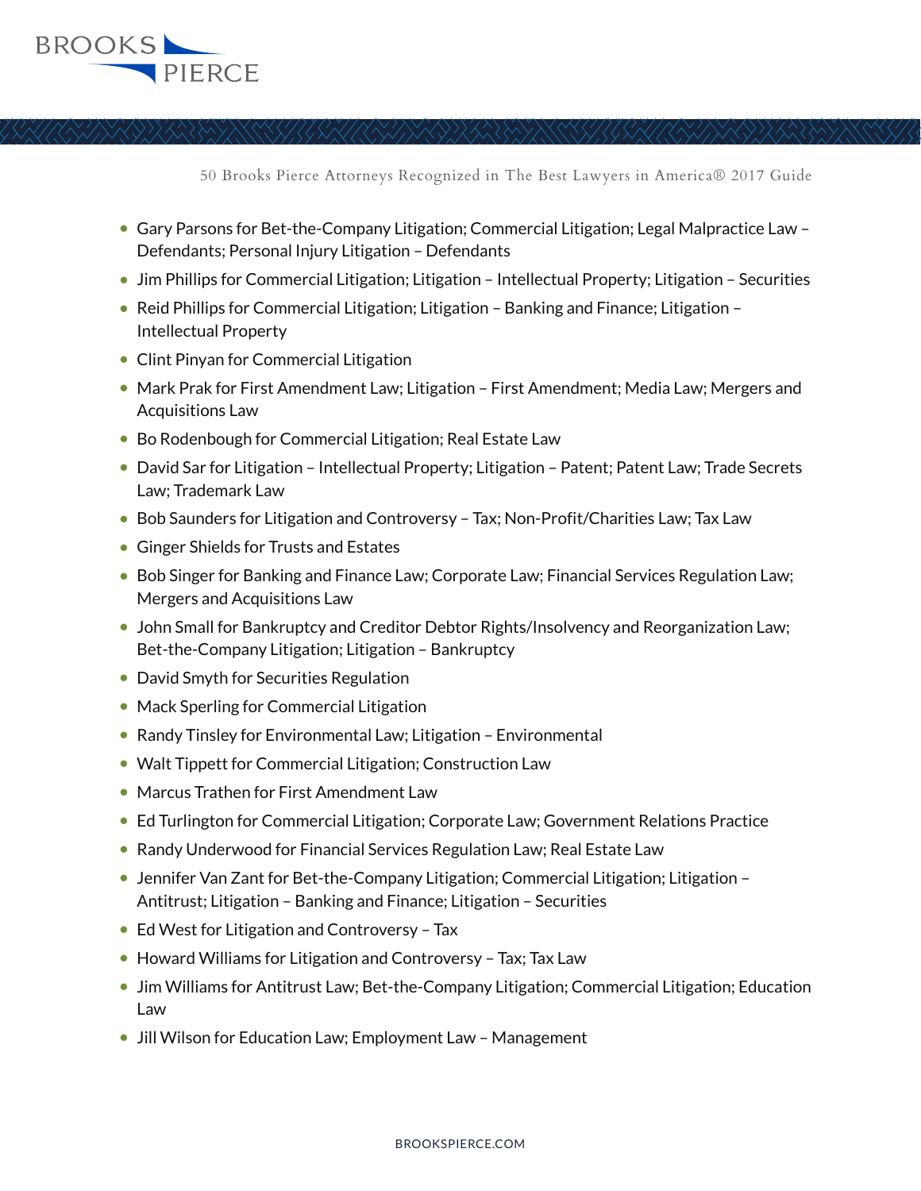- Gary Parsons for Bet-the-Company Litigation; Commercial Litigation; Legal Malpractice Law – Defendants; Personal Injury Litigation – Defendants
- Jim Phillips for Commercial Litigation; Litigation – Intellectual Property; Litigation – Securities
- Reid Phillips for Commercial Litigation; Litigation – Banking and Finance; Litigation – Intellectual Property
- Clint Pinyan for Commercial Litigation
- Mark Prak for First Amendment Law; Litigation – First Amendment; Media Law; Mergers and Acquisitions Law
- Bo Rodenbough for Commercial Litigation; Real Estate Law
- David Sar for Litigation – Intellectual Property; Litigation – Patent; Patent Law; Trade Secrets Law; Trademark Law
- Bob Saunders for Litigation and Controversy – Tax; Non-Profit/Charities Law; Tax Law
- Ginger Shields for Trusts and Estates
- Bob Singer for Banking and Finance Law; Corporate Law; Financial Services Regulation Law; Mergers and Acquisitions Law
- John Small for Bankruptcy and Creditor Debtor Rights/Insolvency and Reorganization Law; Bet-the-Company Litigation; Litigation – Bankruptcy
- David Smyth for Securities Regulation
- Mack Sperling for Commercial Litigation
- Randy Tinsley for Environmental Law; Litigation – Environmental
- Walt Tippett for Commercial Litigation; Construction Law
- Marcus Trathen for First Amendment Law
- Ed Turlington for Commercial Litigation; Corporate Law; Government Relations Practice
- Randy Underwood for Financial Services Regulation Law; Real Estate Law
- Jennifer Van Zant for Bet-the-Company Litigation; Commercial Litigation; Litigation – Antitrust; Litigation – Banking and Finance; Litigation – Securities
- Ed West for Litigation and Controversy – Tax
- Howard Williams for Litigation and Controversy – Tax; Tax Law
- Jim Williams for Antitrust Law; Bet-the-Company Litigation; Commercial Litigation; Education Law
- Jill Wilson for Education Law; Employment Law – Management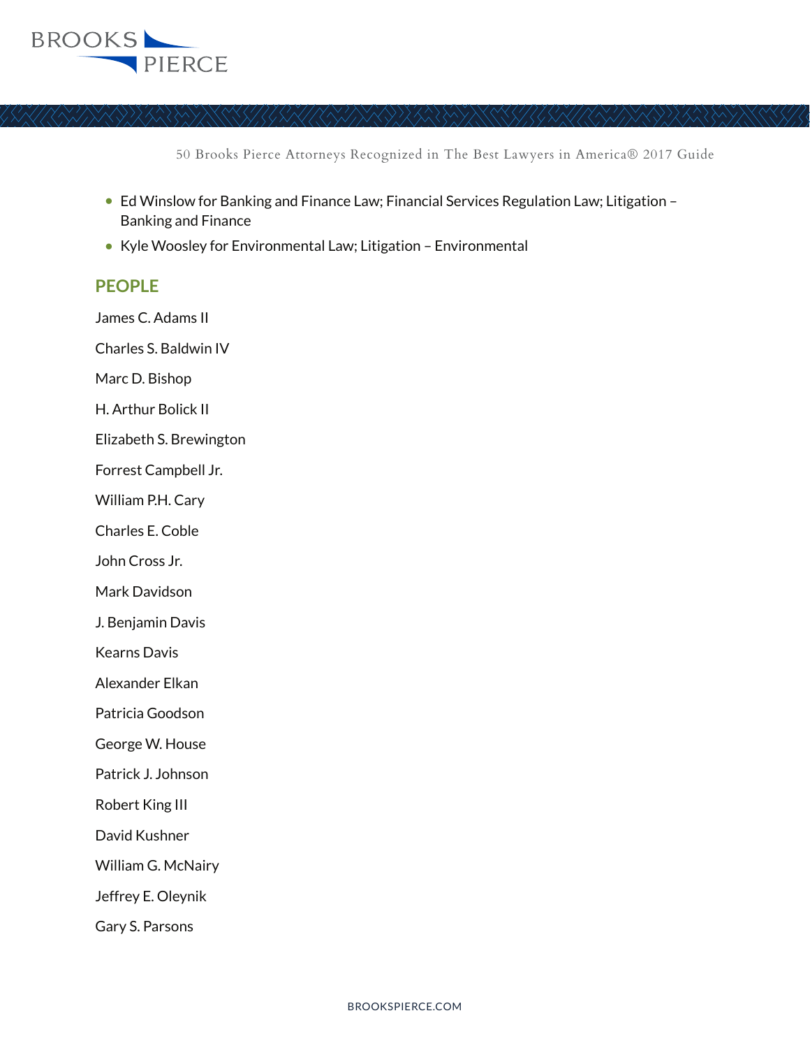- Ed Winslow for Banking and Finance Law; Financial Services Regulation Law; Litigation – Banking and Finance
- Kyle Woosley for Environmental Law; Litigation – Environmental

## PEOPLE

James C. Adams II

Charles S. Baldwin IV

Marc D. Bishop

H. Arthur Bolick II

Elizabeth S. Brewington

Forrest Campbell Jr.

William P.H. Cary

Charles E. Coble

John Cross Jr.

Mark Davidson

J. Benjamin Davis

Kearns Davis

Alexander Elkan

Patricia Goodson

George W. House

Patrick J. Johnson

Robert King III

David Kushner

William G. McNairy

Jeffrey E. Oleynik

Gary S. Parsons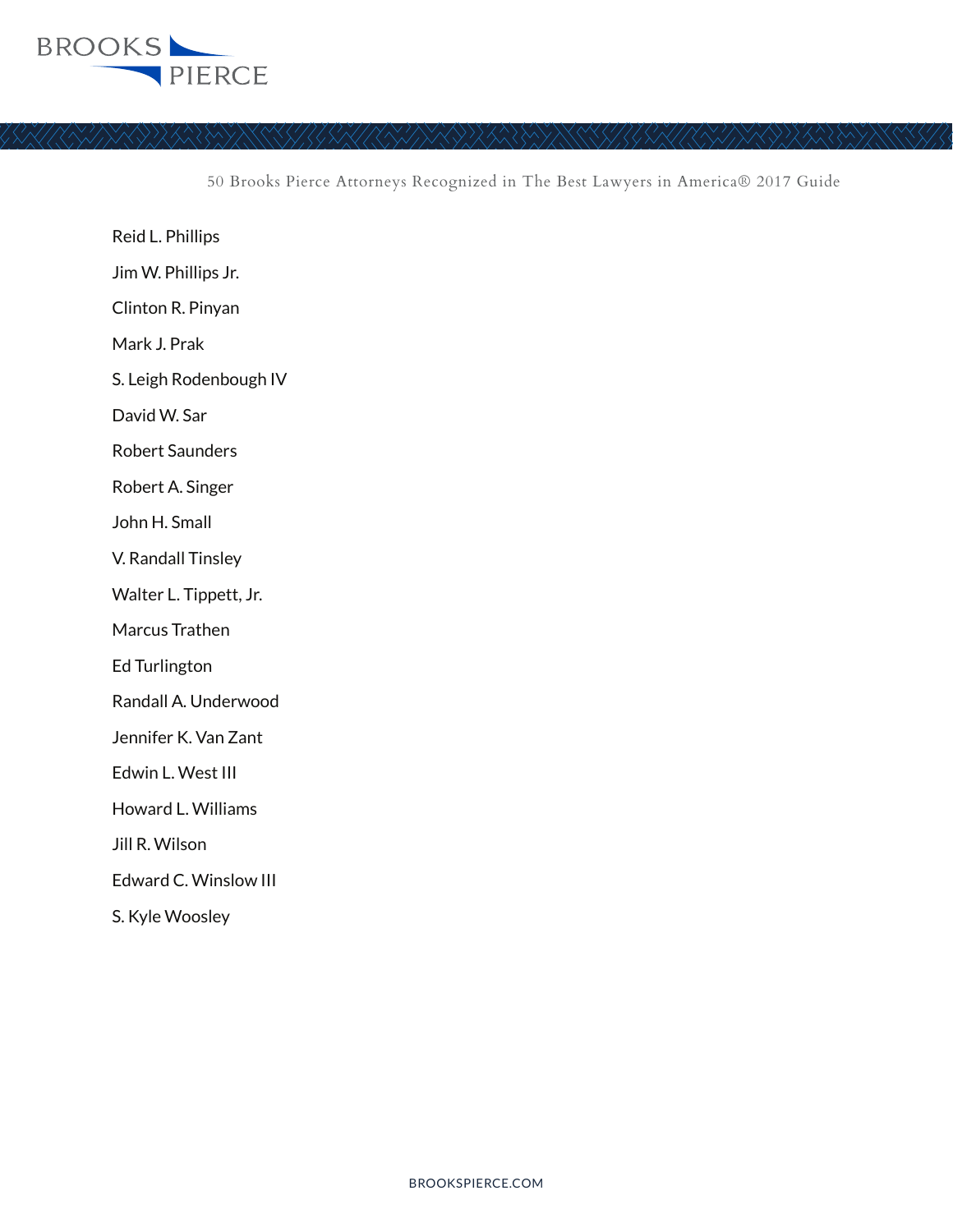50 Brooks Pierce Attorneys Recognized in The Best Lawyers in America® 2017 Guide

Reid L. Phillips

Jim W. Phillips Jr.

Clinton R. Pinyan

Mark J. Prak

S. Leigh Rodenbough IV

David W. Sar

Robert Saunders

Robert A. Singer

John H. Small

V. Randall Tinsley

Walter L. Tippett, Jr.

Marcus Trathen

Ed Turlington

Randall A. Underwood

Jennifer K. Van Zant

Edwin L. West III

Howard L. Williams

Jill R. Wilson

Edward C. Winslow III

S. Kyle Woosley